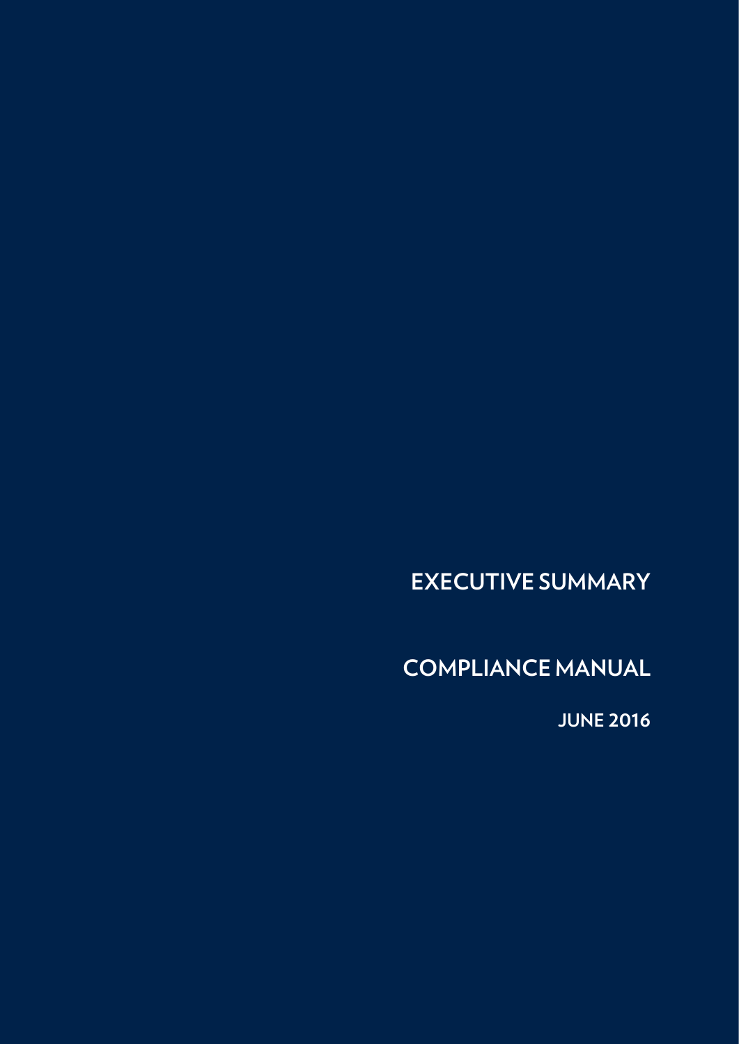# EXECUTIVE SUMMARY

# COMPLIANCE MANUAL

**JUNE 2016**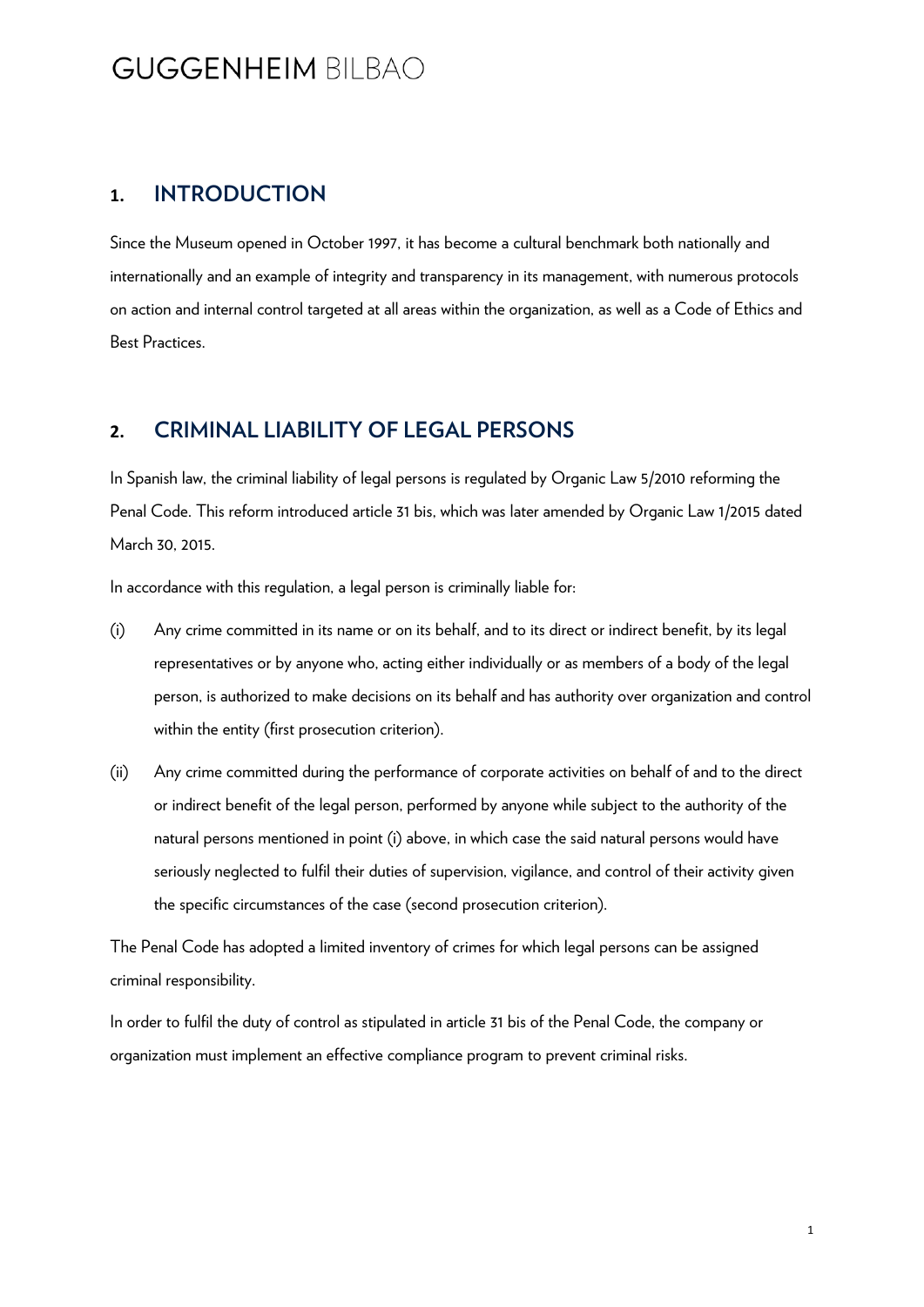## 1. INTRODUCTION

Since the Museum opened in October 1997, it has become a cultural benchmark both nationally and internationally and an example of integrity and transparency in its management, with numerous protocols on action and internal control targeted at all areas within the organization, as well as a Code of Ethics and Best Practices.

## 2. CRIMINAL LIABILITY OF LEGAL PERSONS

In Spanish law, the criminal liability of legal persons is regulated by Organic Law 5/2010 reforming the Penal Code. This reform introduced article 31 bis, which was later amended by Organic Law 1/2015 dated March 30, 2015.

In accordance with this regulation, a legal person is criminally liable for:

(i) Any crime committed in its name or on its behalf, and to its direct or indirect benefit, by its legal representatives or by anyone who, acting either individually or as members of a body of the legal person, is authorized to make decisions on its behalf and has authority over organization and control within the entity (first prosecution criterion).

(ii) Any crime committed during the performance of corporate activities on behalf of and to the direct or indirect benefit of the legal person, performed by anyone while subject to the authority of the natural persons mentioned in point (i) above, in which case the said natural persons would have seriously neglected to fulfil their duties of supervision, vigilance, and control of their activity given the specific circumstances of the case (second prosecution criterion).

The Penal Code has adopted a limited inventory of crimes for which legal persons can be assigned criminal responsibility.

In order to fulfil the duty of control as stipulated in article 31 bis of the Penal Code, the company or organization must implement an effective compliance program to prevent criminal risks.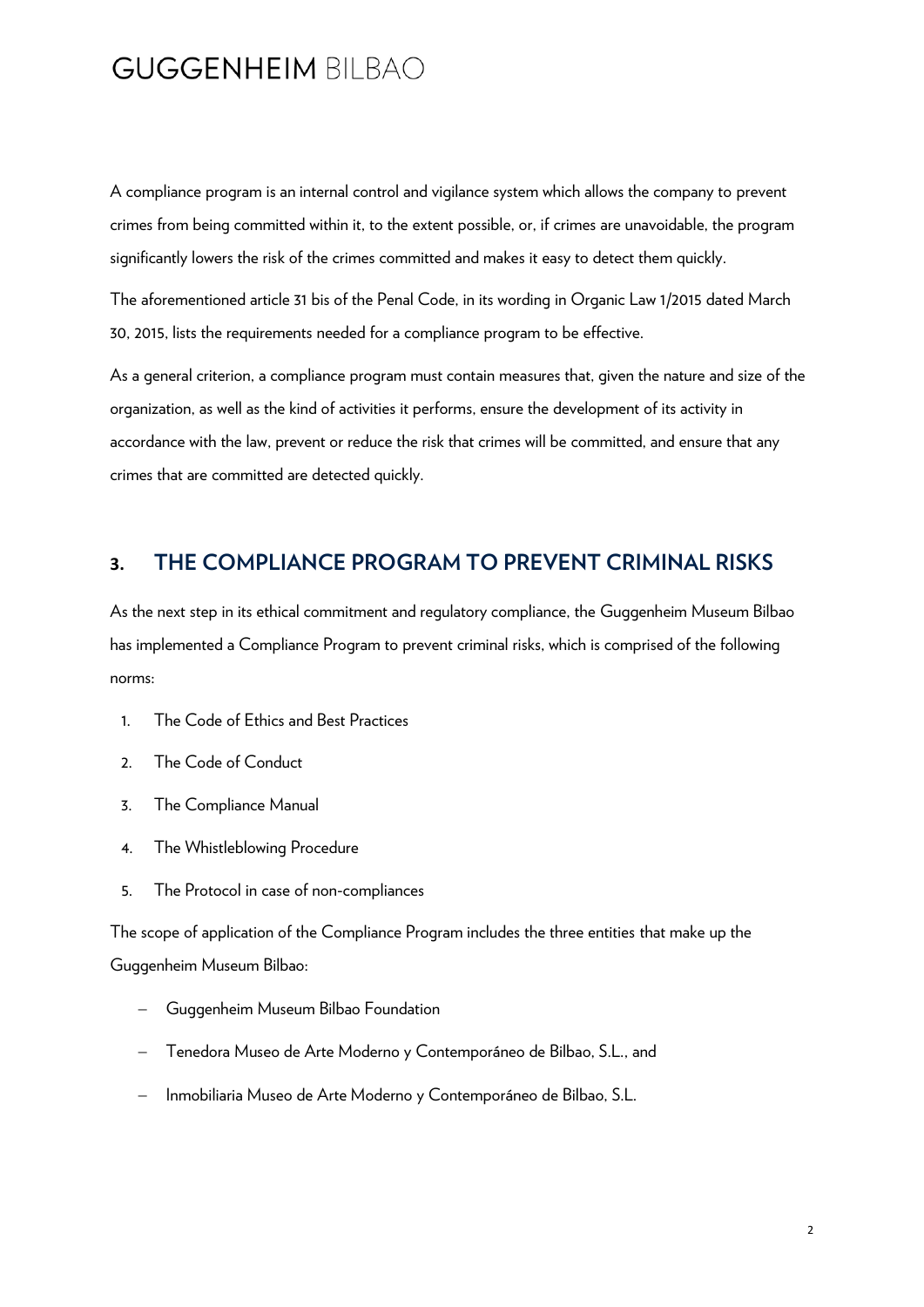A compliance program is an internal control and vigilance system which allows the company to prevent crimes from being committed within it, to the extent possible, or, if crimes are unavoidable, the program significantly lowers the risk of the crimes committed and makes it easy to detect them quickly.

The aforementioned article 31 bis of the Penal Code, in its wording in Organic Law 1/2015 dated March 30, 2015, lists the requirements needed for a compliance program to be effective.

As a general criterion, a compliance program must contain measures that, given the nature and size of the organization, as well as the kind of activities it performs, ensure the development of its activity in accordance with the law, prevent or reduce the risk that crimes will be committed, and ensure that any crimes that are committed are detected quickly.

## 3. THE COMPLIANCE PROGRAM TO PREVENT CRIMINAL RISKS

As the next step in its ethical commitment and regulatory compliance, the Guggenheim Museum Bilbao has implemented a Compliance Program to prevent criminal risks, which is comprised of the following norms:

1. The Code of Ethics and Best Practices
2. The Code of Conduct
3. The Compliance Manual
4. The Whistleblowing Procedure
5. The Protocol in case of non-compliances

The scope of application of the Compliance Program includes the three entities that make up the Guggenheim Museum Bilbao:

- Guggenheim Museum Bilbao Foundation
- Tenedora Museo de Arte Moderno y Contemporáneo de Bilbao, S.L., and
- Inmobiliaria Museo de Arte Moderno y Contemporáneo de Bilbao, S.L.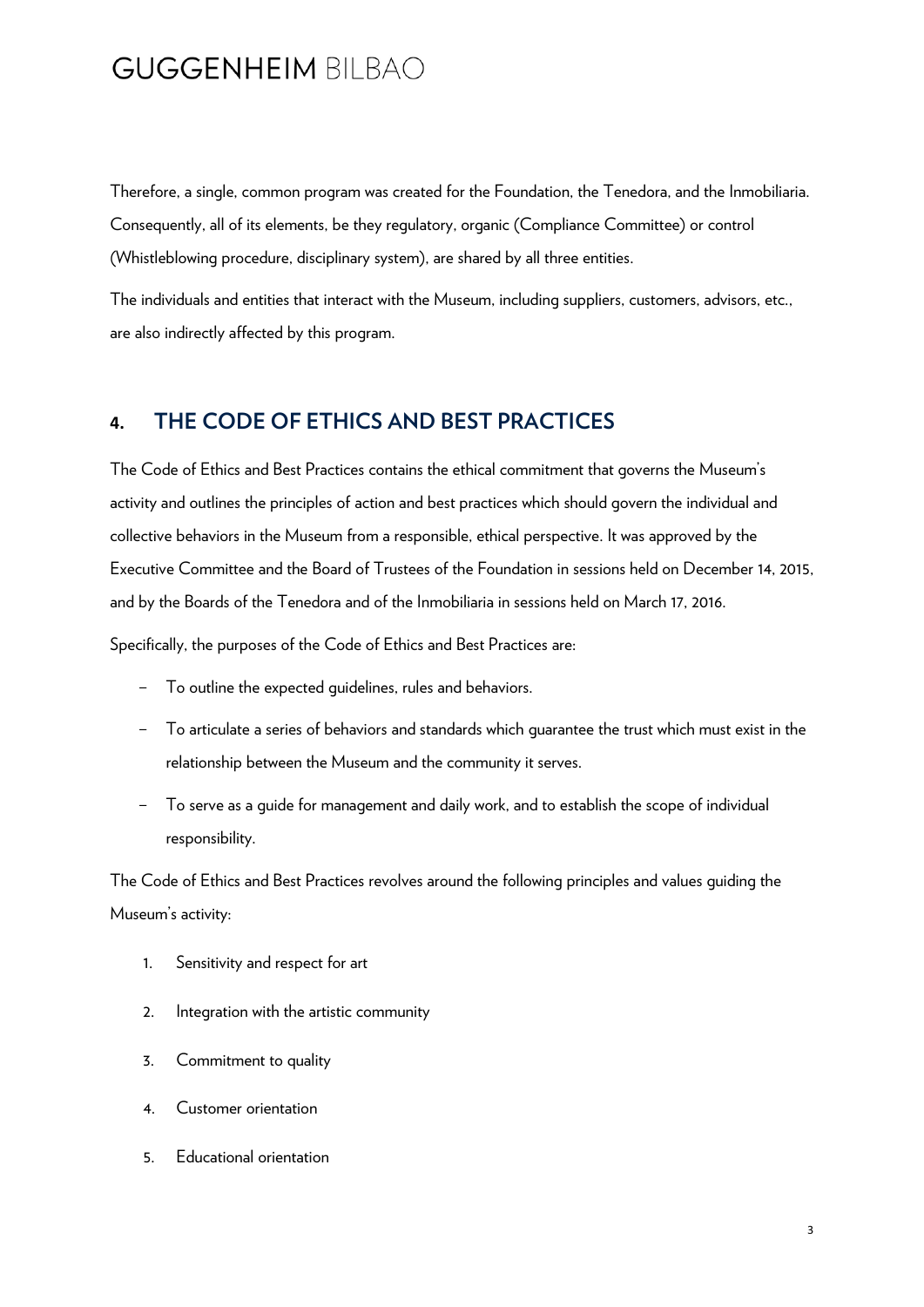Therefore, a single, common program was created for the Foundation, the Tenedora, and the Inmobiliaria. Consequently, all of its elements, be they regulatory, organic (Compliance Committee) or control (Whistleblowing procedure, disciplinary system), are shared by all three entities.

The individuals and entities that interact with the Museum, including suppliers, customers, advisors, etc., are also indirectly affected by this program.

## 4. THE CODE OF ETHICS AND BEST PRACTICES

The Code of Ethics and Best Practices contains the ethical commitment that governs the Museum's activity and outlines the principles of action and best practices which should govern the individual and collective behaviors in the Museum from a responsible, ethical perspective. It was approved by the Executive Committee and the Board of Trustees of the Foundation in sessions held on December 14, 2015, and by the Boards of the Tenedora and of the Inmobiliaria in sessions held on March 17, 2016.

Specifically, the purposes of the Code of Ethics and Best Practices are:

- To outline the expected guidelines, rules and behaviors.
- To articulate a series of behaviors and standards which guarantee the trust which must exist in the relationship between the Museum and the community it serves.
- To serve as a guide for management and daily work, and to establish the scope of individual responsibility.

The Code of Ethics and Best Practices revolves around the following principles and values guiding the Museum's activity:

1. Sensitivity and respect for art
2. Integration with the artistic community
3. Commitment to quality
4. Customer orientation
5. Educational orientation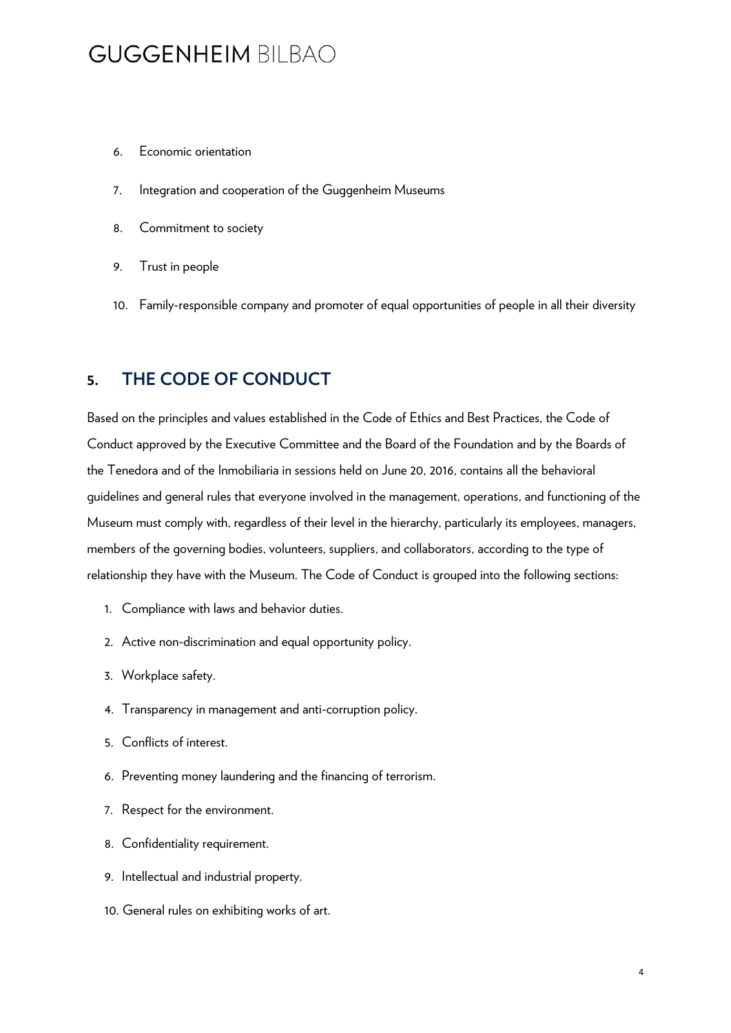6. Economic orientation
7. Integration and cooperation of the Guggenheim Museums
8. Commitment to society
9. Trust in people
10. Family-responsible company and promoter of equal opportunities of people in all their diversity

## 5. THE CODE OF CONDUCT

Based on the principles and values established in the Code of Ethics and Best Practices, the Code of Conduct approved by the Executive Committee and the Board of the Foundation and by the Boards of the Tenedora and of the Inmobiliaria in sessions held on June 20, 2016, contains all the behavioral guidelines and general rules that everyone involved in the management, operations, and functioning of the Museum must comply with, regardless of their level in the hierarchy, particularly its employees, managers, members of the governing bodies, volunteers, suppliers, and collaborators, according to the type of relationship they have with the Museum. The Code of Conduct is grouped into the following sections:

1. Compliance with laws and behavior duties.
2. Active non-discrimination and equal opportunity policy.
3. Workplace safety.
4. Transparency in management and anti-corruption policy.
5. Conflicts of interest.
6. Preventing money laundering and the financing of terrorism.
7. Respect for the environment.
8. Confidentiality requirement.
9. Intellectual and industrial property.
10. General rules on exhibiting works of art.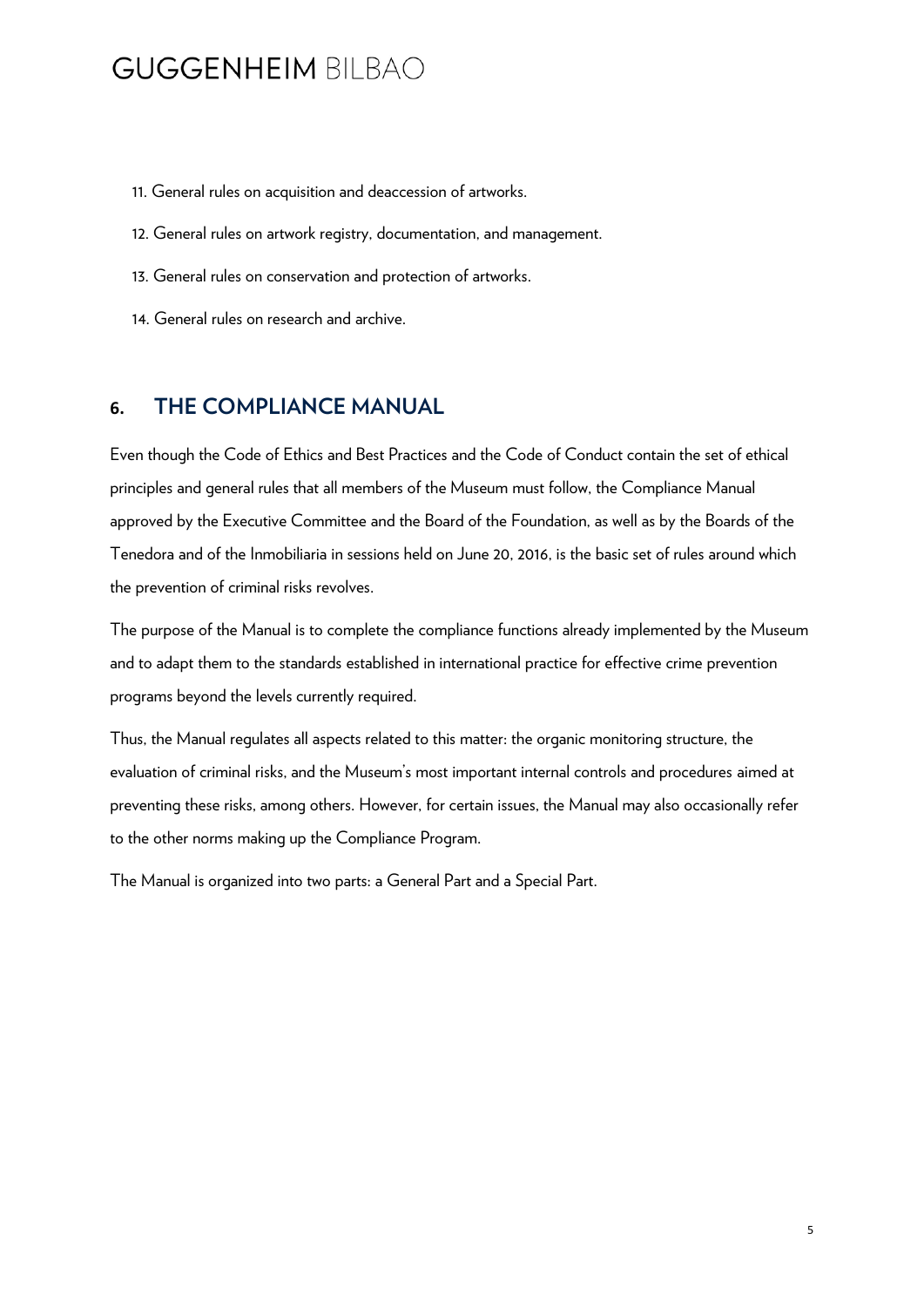11. General rules on acquisition and deaccession of artworks.
12. General rules on artwork registry, documentation, and management.
13. General rules on conservation and protection of artworks.
14. General rules on research and archive.

## 6. THE COMPLIANCE MANUAL

Even though the Code of Ethics and Best Practices and the Code of Conduct contain the set of ethical principles and general rules that all members of the Museum must follow, the Compliance Manual approved by the Executive Committee and the Board of the Foundation, as well as by the Boards of the Tenedora and of the Inmobiliaria in sessions held on June 20, 2016, is the basic set of rules around which the prevention of criminal risks revolves.

The purpose of the Manual is to complete the compliance functions already implemented by the Museum and to adapt them to the standards established in international practice for effective crime prevention programs beyond the levels currently required.

Thus, the Manual regulates all aspects related to this matter: the organic monitoring structure, the evaluation of criminal risks, and the Museum's most important internal controls and procedures aimed at preventing these risks, among others. However, for certain issues, the Manual may also occasionally refer to the other norms making up the Compliance Program.

The Manual is organized into two parts: a General Part and a Special Part.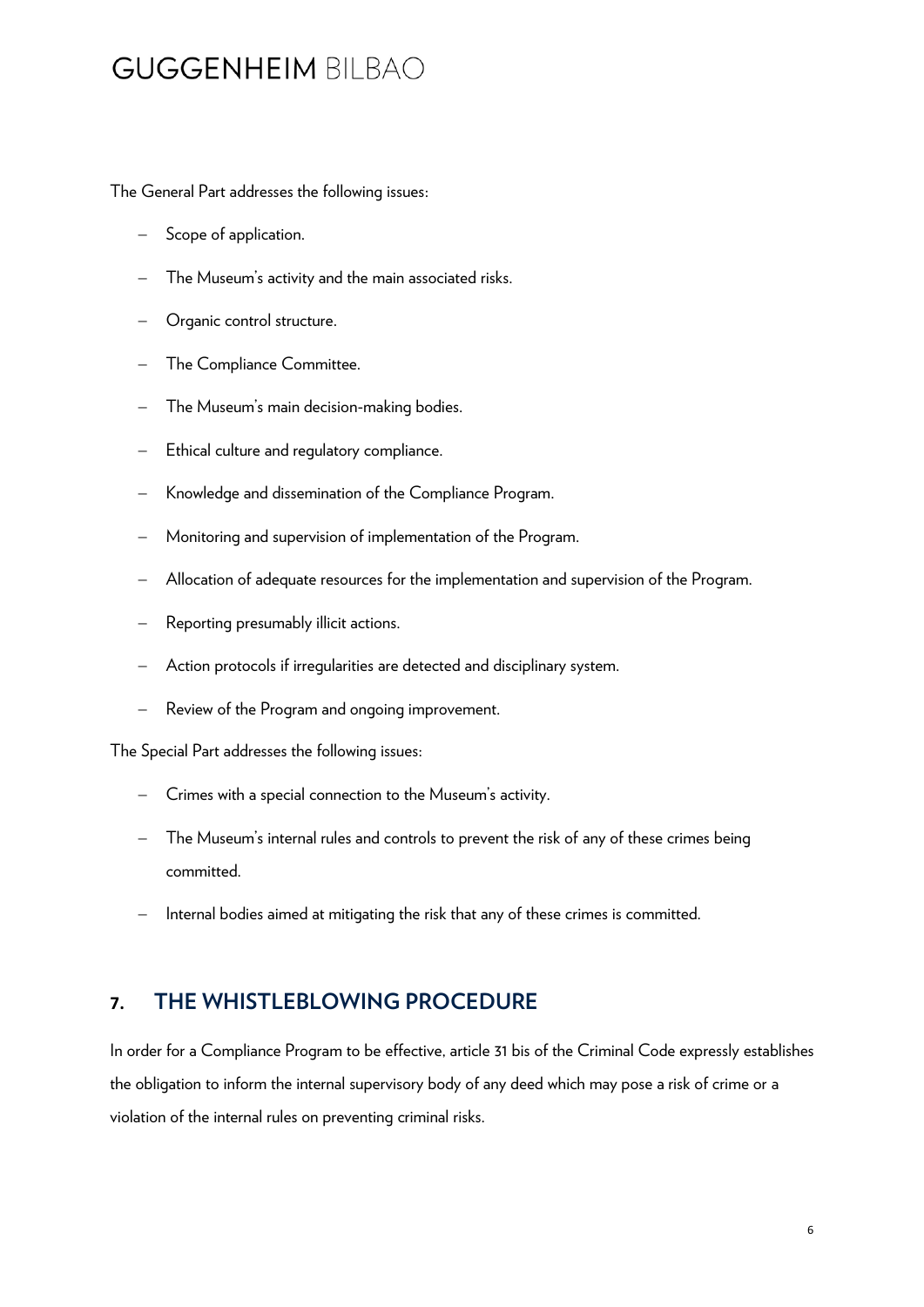The General Part addresses the following issues:

- Scope of application.
- The Museum's activity and the main associated risks.
- Organic control structure.
- The Compliance Committee.
- The Museum's main decision-making bodies.
- Ethical culture and regulatory compliance.
- Knowledge and dissemination of the Compliance Program.
- Monitoring and supervision of implementation of the Program.
- Allocation of adequate resources for the implementation and supervision of the Program.
- Reporting presumably illicit actions.
- Action protocols if irregularities are detected and disciplinary system.
- Review of the Program and ongoing improvement.

The Special Part addresses the following issues:

- Crimes with a special connection to the Museum's activity.
- The Museum's internal rules and controls to prevent the risk of any of these crimes being committed.
- Internal bodies aimed at mitigating the risk that any of these crimes is committed.

## 7. THE WHISTLEBLOWING PROCEDURE

In order for a Compliance Program to be effective, article 31 bis of the Criminal Code expressly establishes the obligation to inform the internal supervisory body of any deed which may pose a risk of crime or a violation of the internal rules on preventing criminal risks.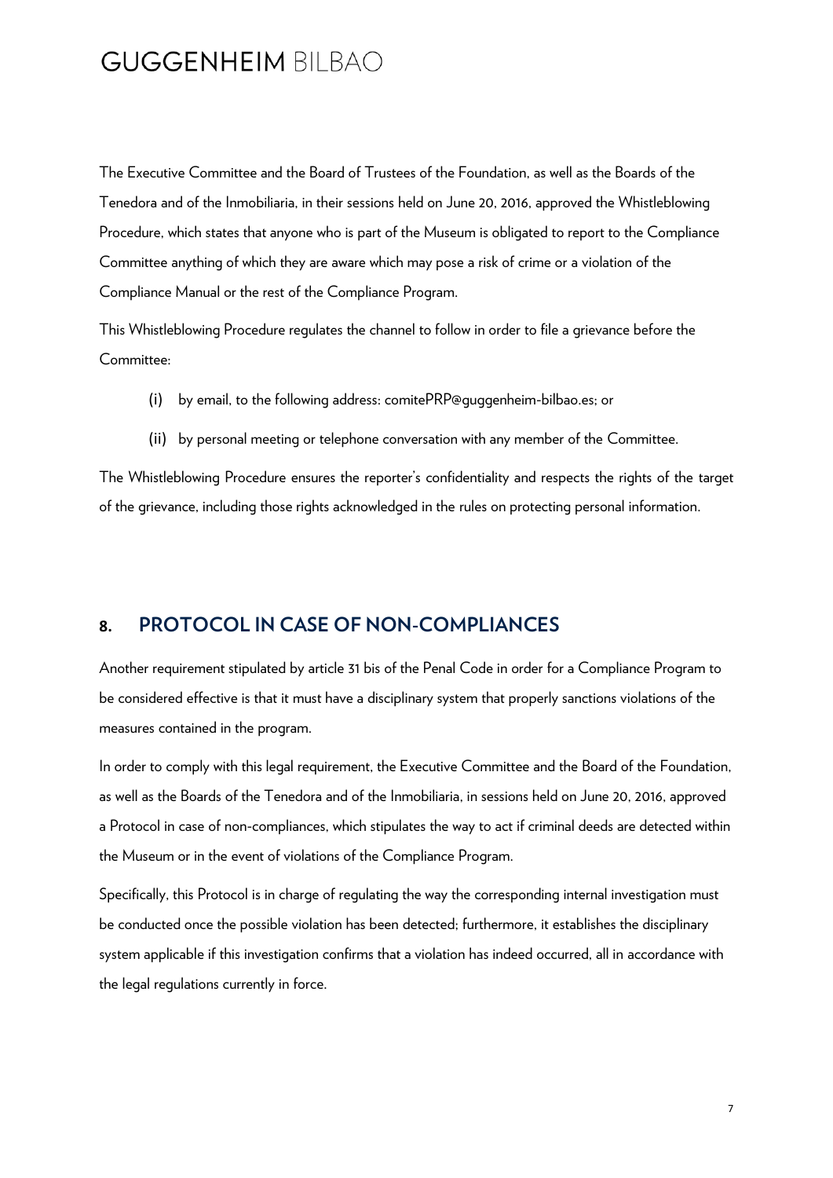The Executive Committee and the Board of Trustees of the Foundation, as well as the Boards of the Tenedora and of the Inmobiliaria, in their sessions held on June 20, 2016, approved the Whistleblowing Procedure, which states that anyone who is part of the Museum is obligated to report to the Compliance Committee anything of which they are aware which may pose a risk of crime or a violation of the Compliance Manual or the rest of the Compliance Program.

This Whistleblowing Procedure regulates the channel to follow in order to file a grievance before the Committee:

(i) by email, to the following address: comitePRP@guggenheim-bilbao.es; or

(ii) by personal meeting or telephone conversation with any member of the Committee.

The Whistleblowing Procedure ensures the reporter's confidentiality and respects the rights of the target of the grievance, including those rights acknowledged in the rules on protecting personal information.

## 8. PROTOCOL IN CASE OF NON-COMPLIANCES

Another requirement stipulated by article 31 bis of the Penal Code in order for a Compliance Program to be considered effective is that it must have a disciplinary system that properly sanctions violations of the measures contained in the program.

In order to comply with this legal requirement, the Executive Committee and the Board of the Foundation, as well as the Boards of the Tenedora and of the Inmobiliaria, in sessions held on June 20, 2016, approved a Protocol in case of non-compliances, which stipulates the way to act if criminal deeds are detected within the Museum or in the event of violations of the Compliance Program.

Specifically, this Protocol is in charge of regulating the way the corresponding internal investigation must be conducted once the possible violation has been detected; furthermore, it establishes the disciplinary system applicable if this investigation confirms that a violation has indeed occurred, all in accordance with the legal regulations currently in force.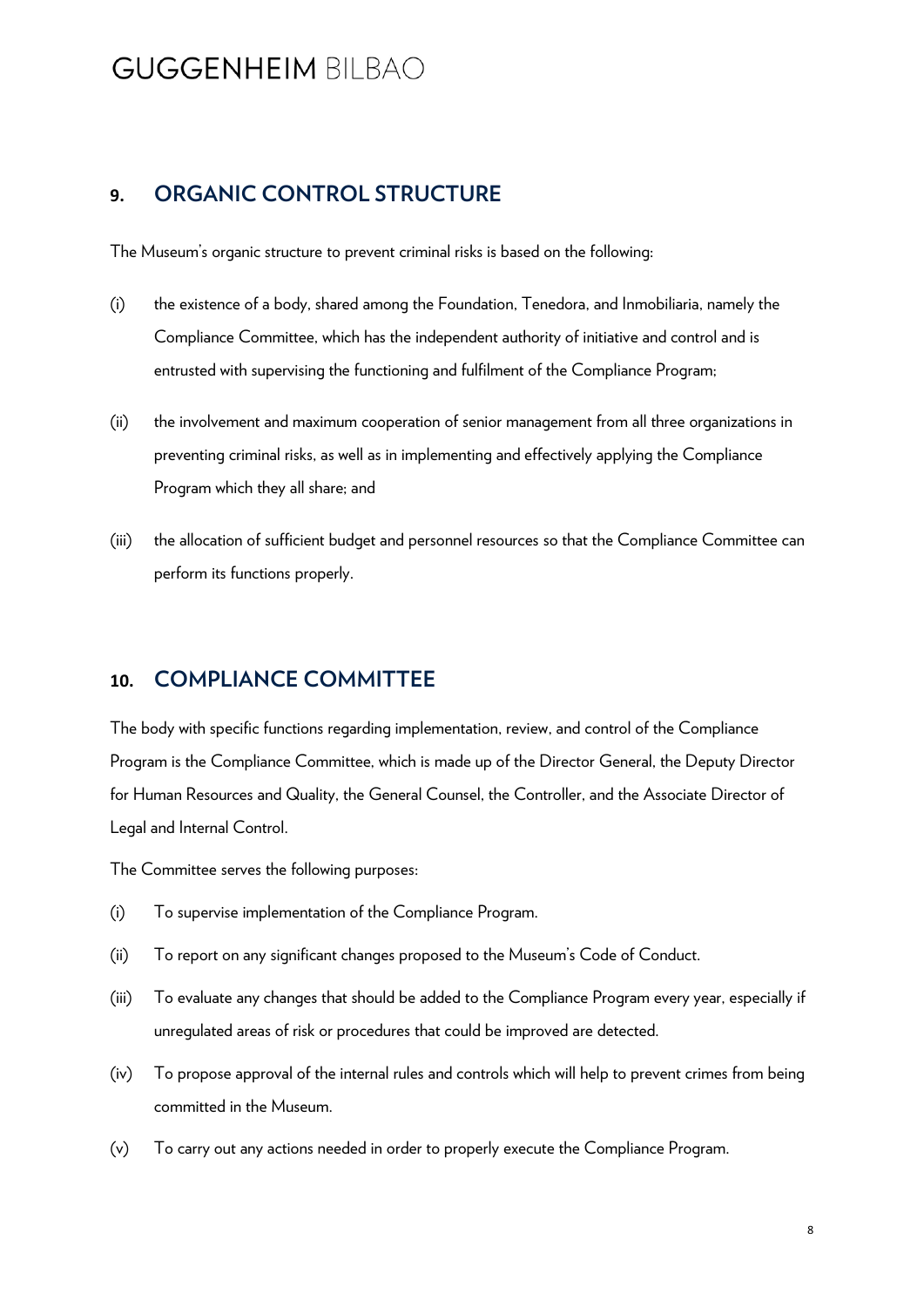## 9. ORGANIC CONTROL STRUCTURE

The Museum's organic structure to prevent criminal risks is based on the following:

(i) the existence of a body, shared among the Foundation, Tenedora, and Inmobiliaria, namely the Compliance Committee, which has the independent authority of initiative and control and is entrusted with supervising the functioning and fulfilment of the Compliance Program;

(ii) the involvement and maximum cooperation of senior management from all three organizations in preventing criminal risks, as well as in implementing and effectively applying the Compliance Program which they all share; and

(iii) the allocation of sufficient budget and personnel resources so that the Compliance Committee can perform its functions properly.

## 10. COMPLIANCE COMMITTEE

The body with specific functions regarding implementation, review, and control of the Compliance Program is the Compliance Committee, which is made up of the Director General, the Deputy Director for Human Resources and Quality, the General Counsel, the Controller, and the Associate Director of Legal and Internal Control.

The Committee serves the following purposes:

(i) To supervise implementation of the Compliance Program.

(ii) To report on any significant changes proposed to the Museum's Code of Conduct.

(iii) To evaluate any changes that should be added to the Compliance Program every year, especially if unregulated areas of risk or procedures that could be improved are detected.

(iv) To propose approval of the internal rules and controls which will help to prevent crimes from being committed in the Museum.

(v) To carry out any actions needed in order to properly execute the Compliance Program.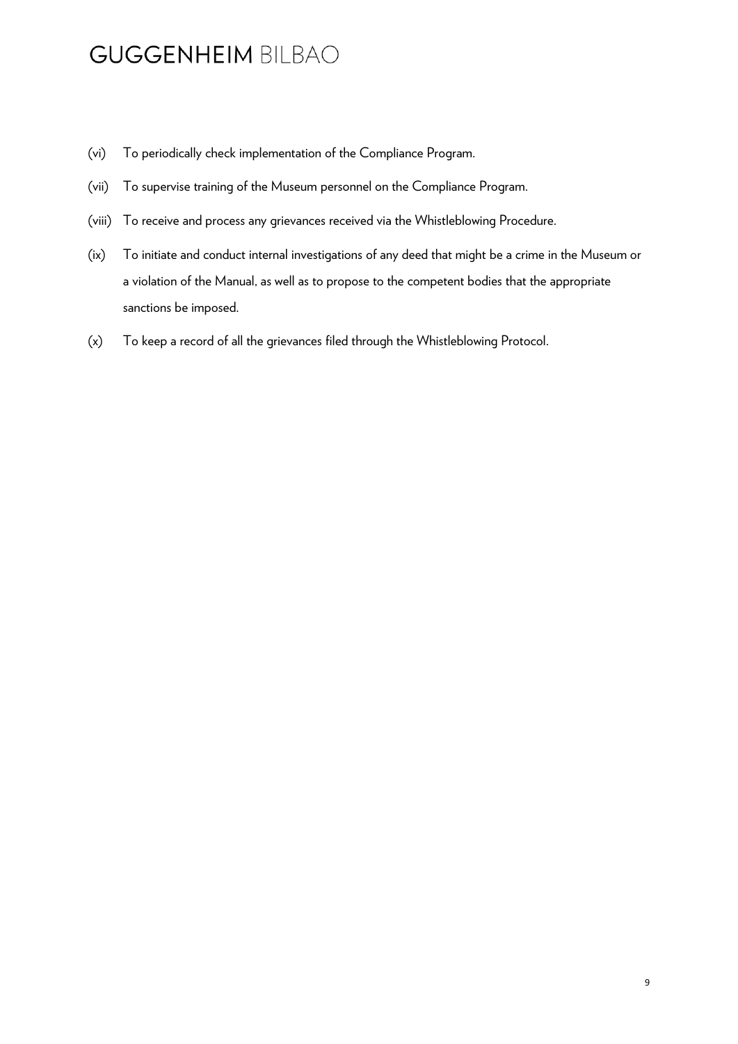(vi) To periodically check implementation of the Compliance Program.

(vii) To supervise training of the Museum personnel on the Compliance Program.

(viii) To receive and process any grievances received via the Whistleblowing Procedure.

(ix) To initiate and conduct internal investigations of any deed that might be a crime in the Museum or a violation of the Manual, as well as to propose to the competent bodies that the appropriate sanctions be imposed.

(x) To keep a record of all the grievances filed through the Whistleblowing Protocol.